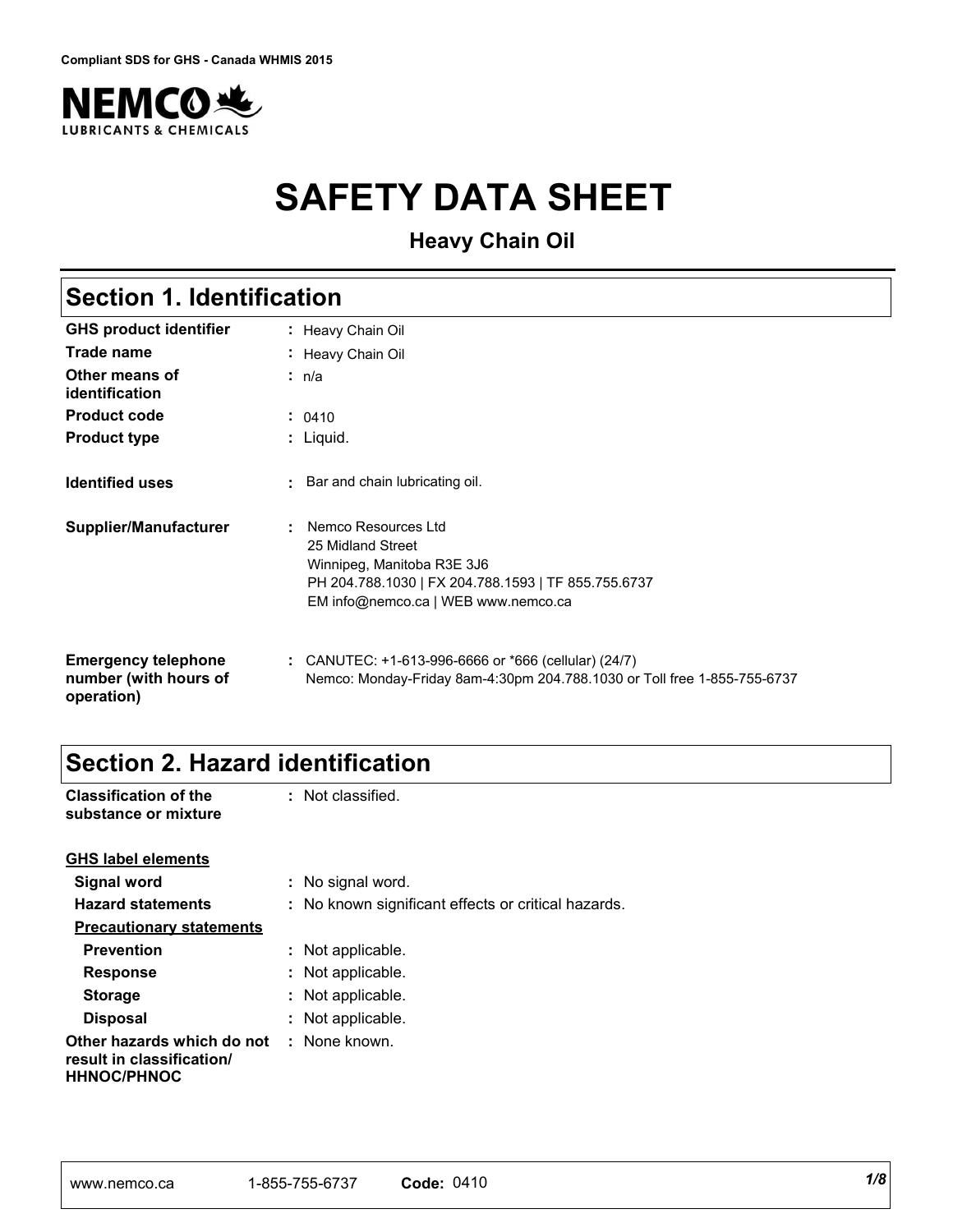Compliant SDS for GHS - Canada WHMIS 2015

# SAFETY DATA SHEET

**Heavy Chain Oil**

## Section 1. Identification

| | |
|---|---|
| **GHS product identifier** | : Heavy Chain Oil |
| **Trade name** | : Heavy Chain Oil |
| **Other means of identification** | : n/a |
| **Product code** | : 0410 |
| **Product type** | : Liquid. |
| **Identified uses** | : Bar and chain lubricating oil. |
| **Supplier/Manufacturer** | : Nemco Resources Ltd<br>25 Midland Street<br>Winnipeg, Manitoba R3E 3J6<br>PH 204.788.1030 \| FX 204.788.1593 \| TF 855.755.6737<br>EM info@nemco.ca \| WEB www.nemco.ca |
| **Emergency telephone number (with hours of operation)** | : CANUTEC: +1-613-996-6666 or *666 (cellular) (24/7)<br>Nemco: Monday-Friday 8am-4:30pm 204.788.1030 or Toll free 1-855-755-6737 |

## Section 2. Hazard identification

| | |
|---|---|
| **Classification of the substance or mixture** | : Not classified. |

**GHS label elements**

| | |
|---|---|
| **Signal word** | : No signal word. |
| **Hazard statements** | : No known significant effects or critical hazards. |

**Precautionary statements**

| | |
|---|---|
| **Prevention** | : Not applicable. |
| **Response** | : Not applicable. |
| **Storage** | : Not applicable. |
| **Disposal** | : Not applicable. |
| **Other hazards which do not result in classification/ HHNOC/PHNOC** | : None known. |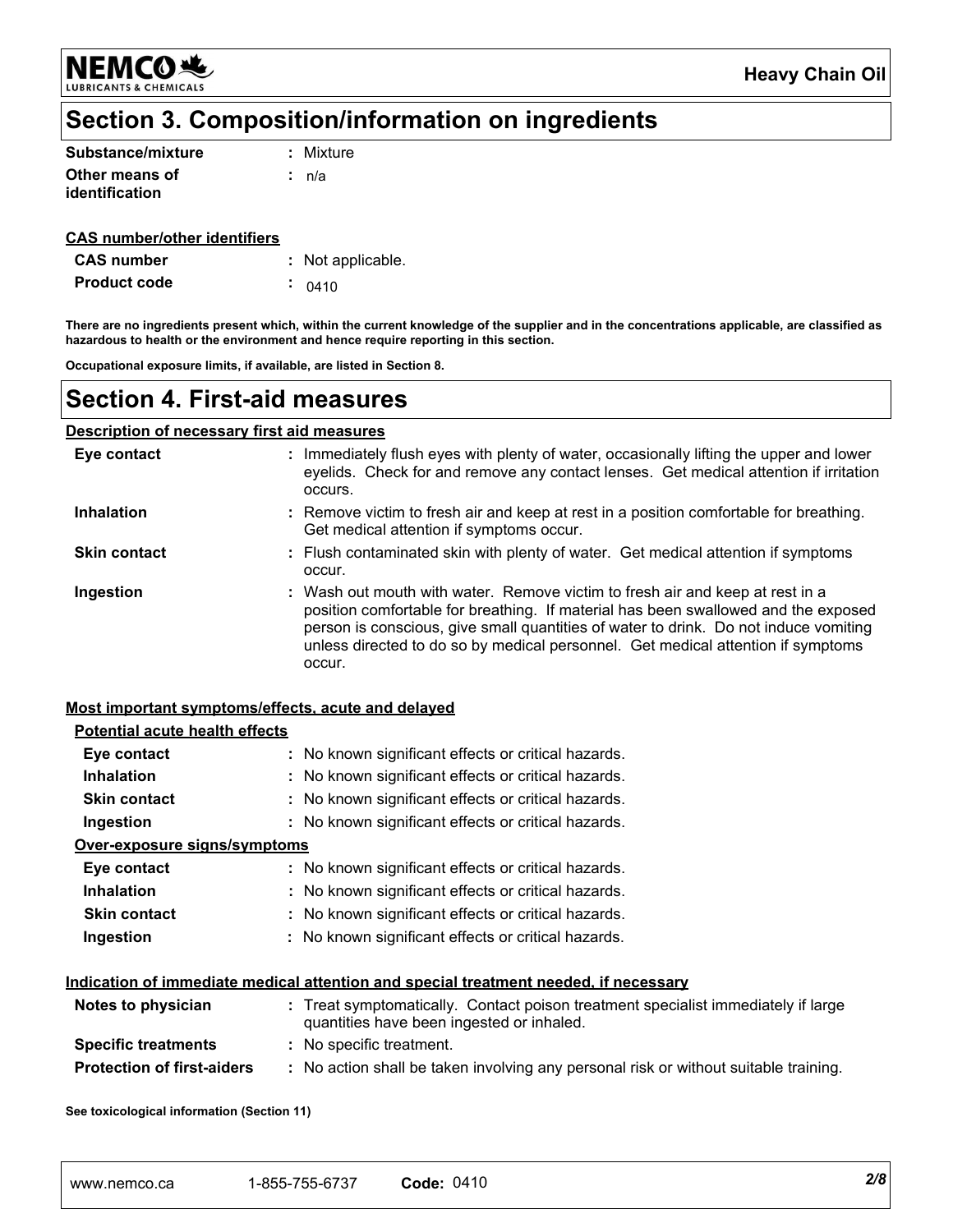## Section 3. Composition/information on ingredients

| | |
|---|---|
| **Substance/mixture** | : Mixture |
| **Other means of identification** | : n/a |

**CAS number/other identifiers**

| | |
|---|---|
| **CAS number** | : Not applicable. |
| **Product code** | : 0410 |

**There are no ingredients present which, within the current knowledge of the supplier and in the concentrations applicable, are classified as hazardous to health or the environment and hence require reporting in this section.**

**Occupational exposure limits, if available, are listed in Section 8.**

## Section 4. First-aid measures

**Description of necessary first aid measures**

| | |
|---|---|
| **Eye contact** | : Immediately flush eyes with plenty of water, occasionally lifting the upper and lower eyelids. Check for and remove any contact lenses. Get medical attention if irritation occurs. |
| **Inhalation** | : Remove victim to fresh air and keep at rest in a position comfortable for breathing. Get medical attention if symptoms occur. |
| **Skin contact** | : Flush contaminated skin with plenty of water. Get medical attention if symptoms occur. |
| **Ingestion** | : Wash out mouth with water. Remove victim to fresh air and keep at rest in a position comfortable for breathing. If material has been swallowed and the exposed person is conscious, give small quantities of water to drink. Do not induce vomiting unless directed to do so by medical personnel. Get medical attention if symptoms occur. |

**Most important symptoms/effects, acute and delayed**

**Potential acute health effects**

| | |
|---|---|
| **Eye contact** | : No known significant effects or critical hazards. |
| **Inhalation** | : No known significant effects or critical hazards. |
| **Skin contact** | : No known significant effects or critical hazards. |
| **Ingestion** | : No known significant effects or critical hazards. |

**Over-exposure signs/symptoms**

| | |
|---|---|
| **Eye contact** | : No known significant effects or critical hazards. |
| **Inhalation** | : No known significant effects or critical hazards. |
| **Skin contact** | : No known significant effects or critical hazards. |
| **Ingestion** | : No known significant effects or critical hazards. |

**Indication of immediate medical attention and special treatment needed, if necessary**

| | |
|---|---|
| **Notes to physician** | : Treat symptomatically. Contact poison treatment specialist immediately if large quantities have been ingested or inhaled. |
| **Specific treatments** | : No specific treatment. |
| **Protection of first-aiders** | : No action shall be taken involving any personal risk or without suitable training. |

**See toxicological information (Section 11)**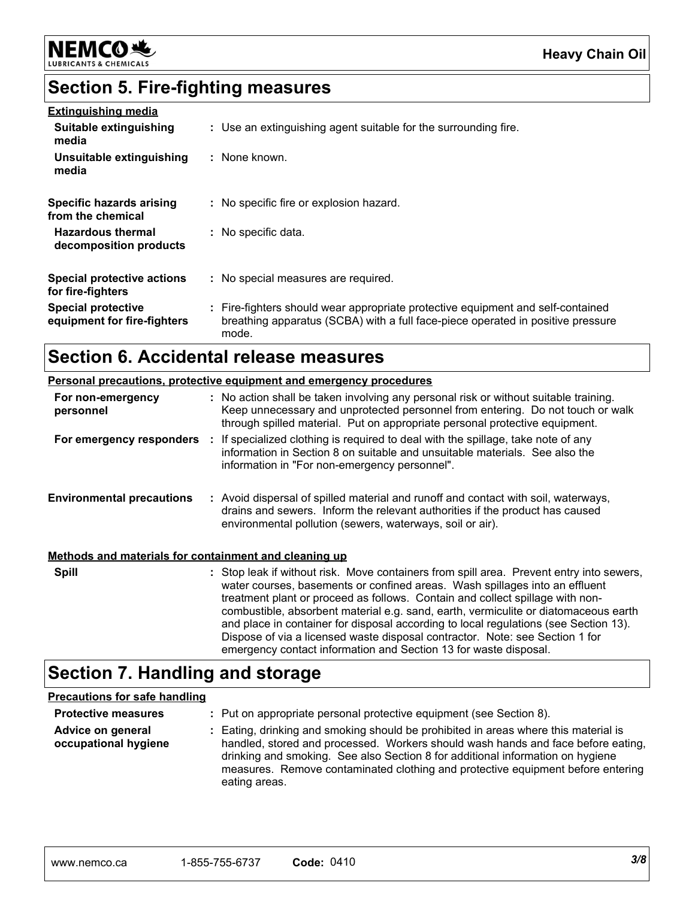## Section 5. Fire-fighting measures

**Extinguishing media**

| | |
|---|---|
| **Suitable extinguishing media** | : Use an extinguishing agent suitable for the surrounding fire. |
| **Unsuitable extinguishing media** | : None known. |
| **Specific hazards arising from the chemical** | : No specific fire or explosion hazard. |
| **Hazardous thermal decomposition products** | : No specific data. |
| **Special protective actions for fire-fighters** | : No special measures are required. |
| **Special protective equipment for fire-fighters** | : Fire-fighters should wear appropriate protective equipment and self-contained breathing apparatus (SCBA) with a full face-piece operated in positive pressure mode. |

## Section 6. Accidental release measures

**Personal precautions, protective equipment and emergency procedures**

| | |
|---|---|
| **For non-emergency personnel** | : No action shall be taken involving any personal risk or without suitable training. Keep unnecessary and unprotected personnel from entering. Do not touch or walk through spilled material. Put on appropriate personal protective equipment. |
| **For emergency responders** | : If specialized clothing is required to deal with the spillage, take note of any information in Section 8 on suitable and unsuitable materials. See also the information in "For non-emergency personnel". |
| **Environmental precautions** | : Avoid dispersal of spilled material and runoff and contact with soil, waterways, drains and sewers. Inform the relevant authorities if the product has caused environmental pollution (sewers, waterways, soil or air). |

**Methods and materials for containment and cleaning up**

| | |
|---|---|
| **Spill** | : Stop leak if without risk. Move containers from spill area. Prevent entry into sewers, water courses, basements or confined areas. Wash spillages into an effluent treatment plant or proceed as follows. Contain and collect spillage with non-combustible, absorbent material e.g. sand, earth, vermiculite or diatomaceous earth and place in container for disposal according to local regulations (see Section 13). Dispose of via a licensed waste disposal contractor. Note: see Section 1 for emergency contact information and Section 13 for waste disposal. |

## Section 7. Handling and storage

**Precautions for safe handling**

| | |
|---|---|
| **Protective measures** | : Put on appropriate personal protective equipment (see Section 8). |
| **Advice on general occupational hygiene** | : Eating, drinking and smoking should be prohibited in areas where this material is handled, stored and processed. Workers should wash hands and face before eating, drinking and smoking. See also Section 8 for additional information on hygiene measures. Remove contaminated clothing and protective equipment before entering eating areas. |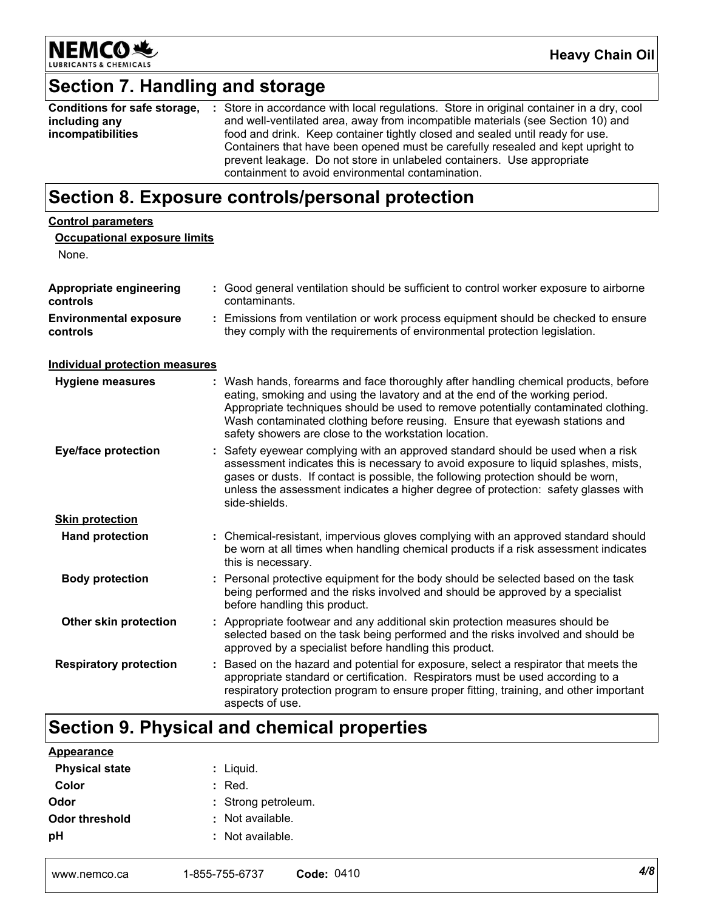## Section 7. Handling and storage

**Conditions for safe storage, including any incompatibilities** : Store in accordance with local regulations. Store in original container in a dry, cool and well-ventilated area, away from incompatible materials (see Section 10) and food and drink. Keep container tightly closed and sealed until ready for use. Containers that have been opened must be carefully resealed and kept upright to prevent leakage. Do not store in unlabeled containers. Use appropriate containment to avoid environmental contamination.

## Section 8. Exposure controls/personal protection

**Control parameters**

**Occupational exposure limits**

None.

**Appropriate engineering controls** : Good general ventilation should be sufficient to control worker exposure to airborne contaminants.

**Environmental exposure controls** : Emissions from ventilation or work process equipment should be checked to ensure they comply with the requirements of environmental protection legislation.

**Individual protection measures**

**Hygiene measures** : Wash hands, forearms and face thoroughly after handling chemical products, before eating, smoking and using the lavatory and at the end of the working period. Appropriate techniques should be used to remove potentially contaminated clothing. Wash contaminated clothing before reusing. Ensure that eyewash stations and safety showers are close to the workstation location.

**Eye/face protection** : Safety eyewear complying with an approved standard should be used when a risk assessment indicates this is necessary to avoid exposure to liquid splashes, mists, gases or dusts. If contact is possible, the following protection should be worn, unless the assessment indicates a higher degree of protection: safety glasses with side-shields.

**Skin protection**

**Hand protection** : Chemical-resistant, impervious gloves complying with an approved standard should be worn at all times when handling chemical products if a risk assessment indicates this is necessary.

**Body protection** : Personal protective equipment for the body should be selected based on the task being performed and the risks involved and should be approved by a specialist before handling this product.

**Other skin protection** : Appropriate footwear and any additional skin protection measures should be selected based on the task being performed and the risks involved and should be approved by a specialist before handling this product.

**Respiratory protection** : Based on the hazard and potential for exposure, select a respirator that meets the appropriate standard or certification. Respirators must be used according to a respiratory protection program to ensure proper fitting, training, and other important aspects of use.

## Section 9. Physical and chemical properties

**Appearance**

**Physical state** : Liquid.

**Color** : Red.

**Odor** : Strong petroleum.

**Odor threshold** : Not available.

**pH** : Not available.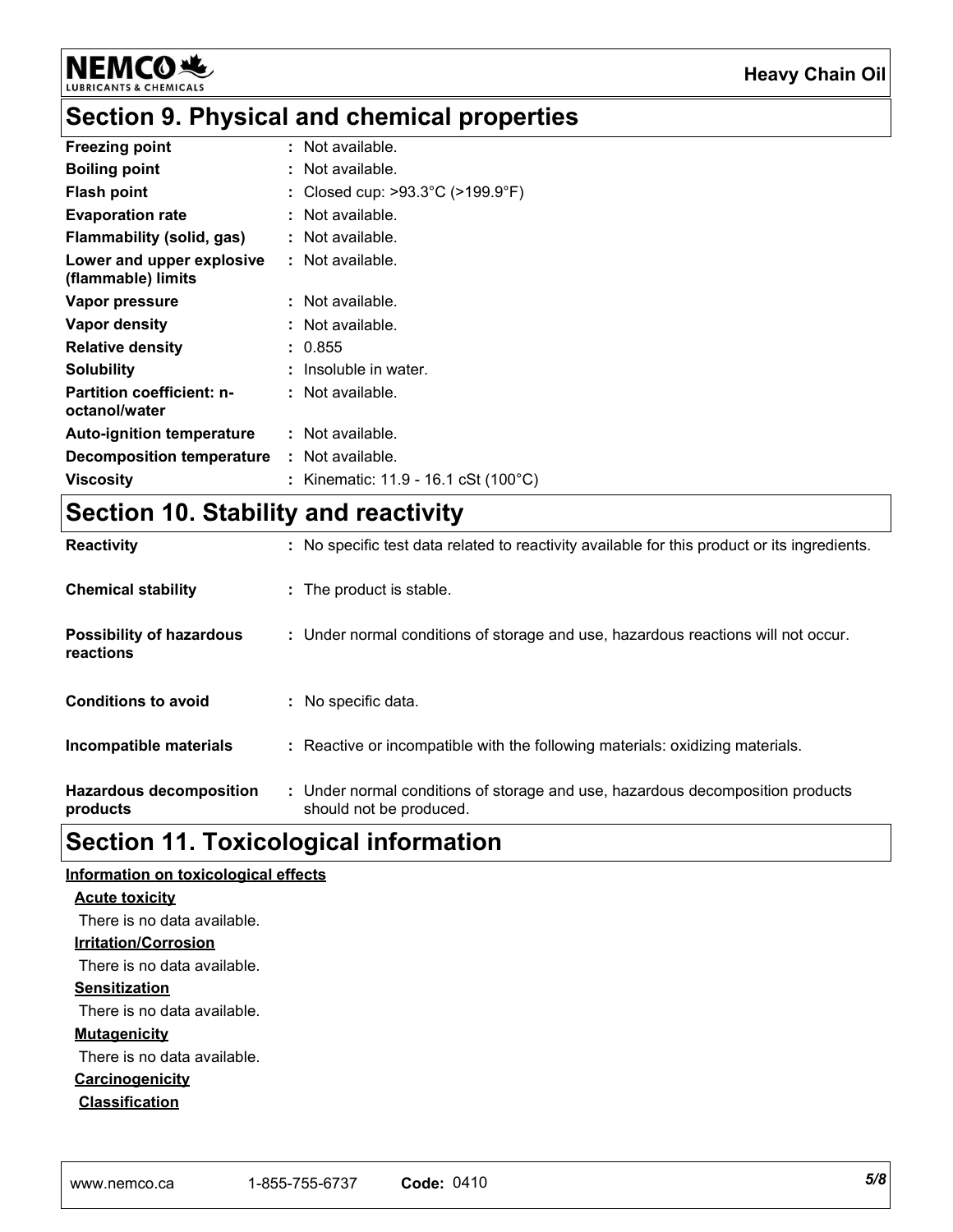## Section 9. Physical and chemical properties

| | |
|---|---|
| **Freezing point** | : Not available. |
| **Boiling point** | : Not available. |
| **Flash point** | : Closed cup: >93.3°C (>199.9°F) |
| **Evaporation rate** | : Not available. |
| **Flammability (solid, gas)** | : Not available. |
| **Lower and upper explosive (flammable) limits** | : Not available. |
| **Vapor pressure** | : Not available. |
| **Vapor density** | : Not available. |
| **Relative density** | : 0.855 |
| **Solubility** | : Insoluble in water. |
| **Partition coefficient: n-octanol/water** | : Not available. |
| **Auto-ignition temperature** | : Not available. |
| **Decomposition temperature** | : Not available. |
| **Viscosity** | : Kinematic: 11.9 - 16.1 cSt (100°C) |

## Section 10. Stability and reactivity

| | |
|---|---|
| **Reactivity** | : No specific test data related to reactivity available for this product or its ingredients. |
| **Chemical stability** | : The product is stable. |
| **Possibility of hazardous reactions** | : Under normal conditions of storage and use, hazardous reactions will not occur. |
| **Conditions to avoid** | : No specific data. |
| **Incompatible materials** | : Reactive or incompatible with the following materials: oxidizing materials. |
| **Hazardous decomposition products** | : Under normal conditions of storage and use, hazardous decomposition products should not be produced. |

## Section 11. Toxicological information

**Information on toxicological effects**

**Acute toxicity**

There is no data available.

**Irritation/Corrosion**

There is no data available.

**Sensitization**

There is no data available.

**Mutagenicity**

There is no data available.

**Carcinogenicity**

**Classification**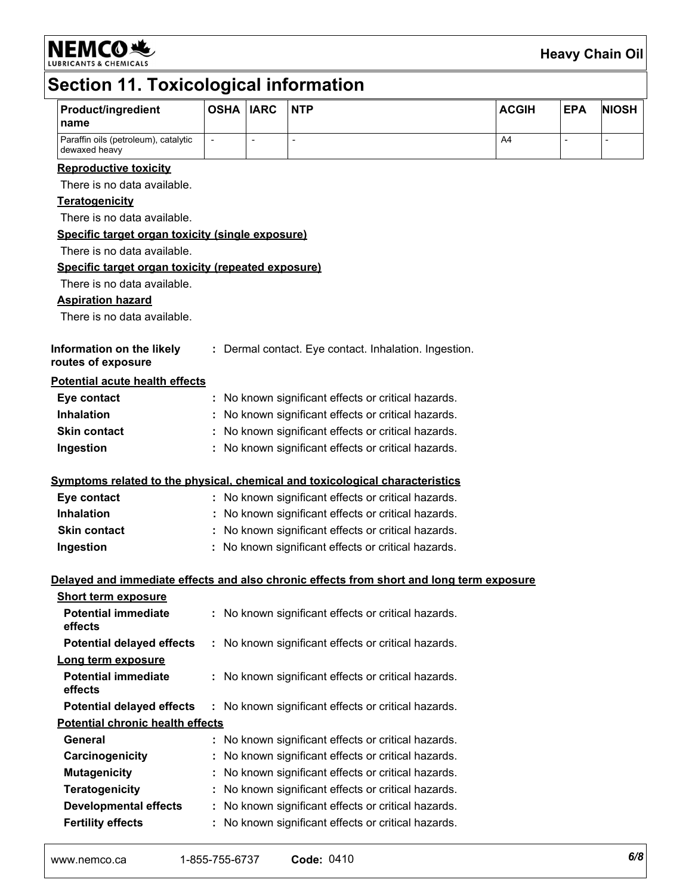# Section 11. Toxicological information

| Product/ingredient name | OSHA | IARC | NTP | ACGIH | EPA | NIOSH |
|---|---|---|---|---|---|---|
| Paraffin oils (petroleum), catalytic dewaxed heavy | - | - | - | A4 | - | - |

**Reproductive toxicity**

There is no data available.

**Teratogenicity**

There is no data available.

**Specific target organ toxicity (single exposure)**

There is no data available.

**Specific target organ toxicity (repeated exposure)**

There is no data available.

**Aspiration hazard**

There is no data available.

**Information on the likely routes of exposure** : Dermal contact. Eye contact. Inhalation. Ingestion.

**Potential acute health effects**

**Eye contact** : No known significant effects or critical hazards.

**Inhalation** : No known significant effects or critical hazards.

**Skin contact** : No known significant effects or critical hazards.

**Ingestion** : No known significant effects or critical hazards.

**Symptoms related to the physical, chemical and toxicological characteristics**

**Eye contact** : No known significant effects or critical hazards.

**Inhalation** : No known significant effects or critical hazards.

**Skin contact** : No known significant effects or critical hazards.

**Ingestion** : No known significant effects or critical hazards.

**Delayed and immediate effects and also chronic effects from short and long term exposure**

**Short term exposure**

**Potential immediate effects** : No known significant effects or critical hazards.

**Potential delayed effects** : No known significant effects or critical hazards.

**Long term exposure**

**Potential immediate effects** : No known significant effects or critical hazards.

**Potential delayed effects** : No known significant effects or critical hazards.

**Potential chronic health effects**

**General** : No known significant effects or critical hazards.

**Carcinogenicity** : No known significant effects or critical hazards.

**Mutagenicity** : No known significant effects or critical hazards.

**Teratogenicity** : No known significant effects or critical hazards.

**Developmental effects** : No known significant effects or critical hazards.

**Fertility effects** : No known significant effects or critical hazards.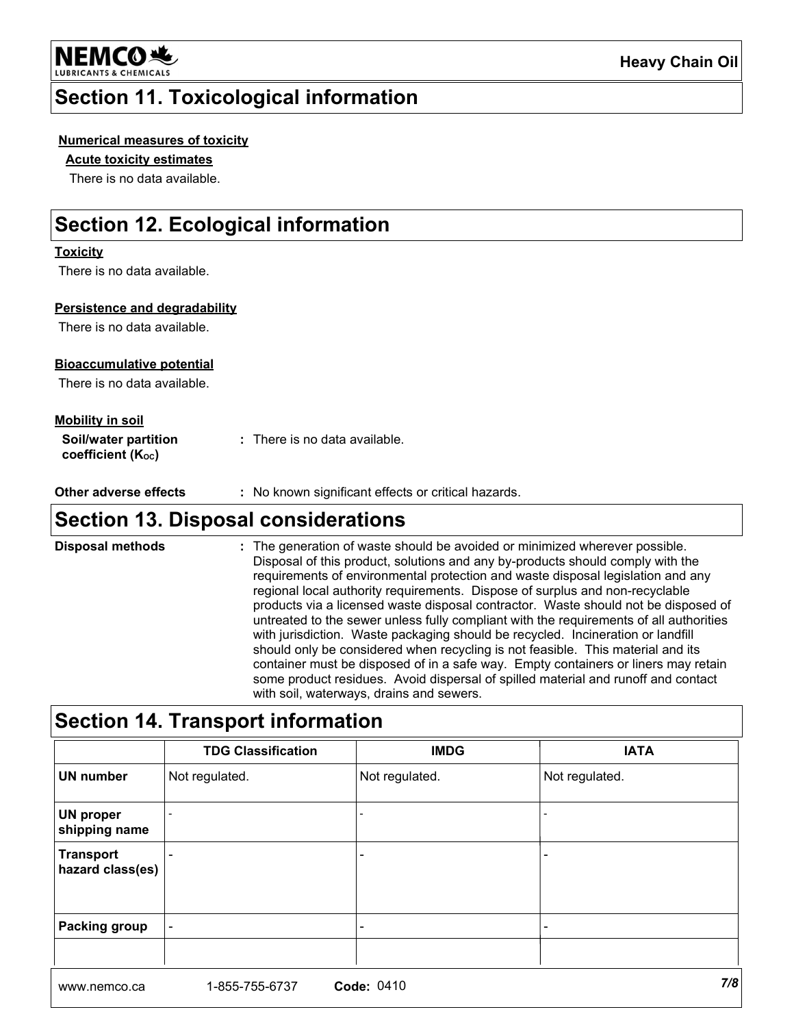## Section 11. Toxicological information

**Numerical measures of toxicity**

**Acute toxicity estimates**

There is no data available.

## Section 12. Ecological information

**Toxicity**

There is no data available.

**Persistence and degradability**

There is no data available.

**Bioaccumulative potential**

There is no data available.

**Mobility in soil**

**Soil/water partition coefficient ($K_{OC}$)** : There is no data available.

**Other adverse effects** : No known significant effects or critical hazards.

## Section 13. Disposal considerations

**Disposal methods** : The generation of waste should be avoided or minimized wherever possible. Disposal of this product, solutions and any by-products should comply with the requirements of environmental protection and waste disposal legislation and any regional local authority requirements. Dispose of surplus and non-recyclable products via a licensed waste disposal contractor. Waste should not be disposed of untreated to the sewer unless fully compliant with the requirements of all authorities with jurisdiction. Waste packaging should be recycled. Incineration or landfill should only be considered when recycling is not feasible. This material and its container must be disposed of in a safe way. Empty containers or liners may retain some product residues. Avoid dispersal of spilled material and runoff and contact with soil, waterways, drains and sewers.

## Section 14. Transport information

| | TDG Classification | IMDG | IATA |
|---|---|---|---|
| **UN number** | Not regulated. | Not regulated. | Not regulated. |
| **UN proper shipping name** | - | - | - |
| **Transport hazard class(es)** | - | - | - |
| **Packing group** | - | - | - |
| | | | |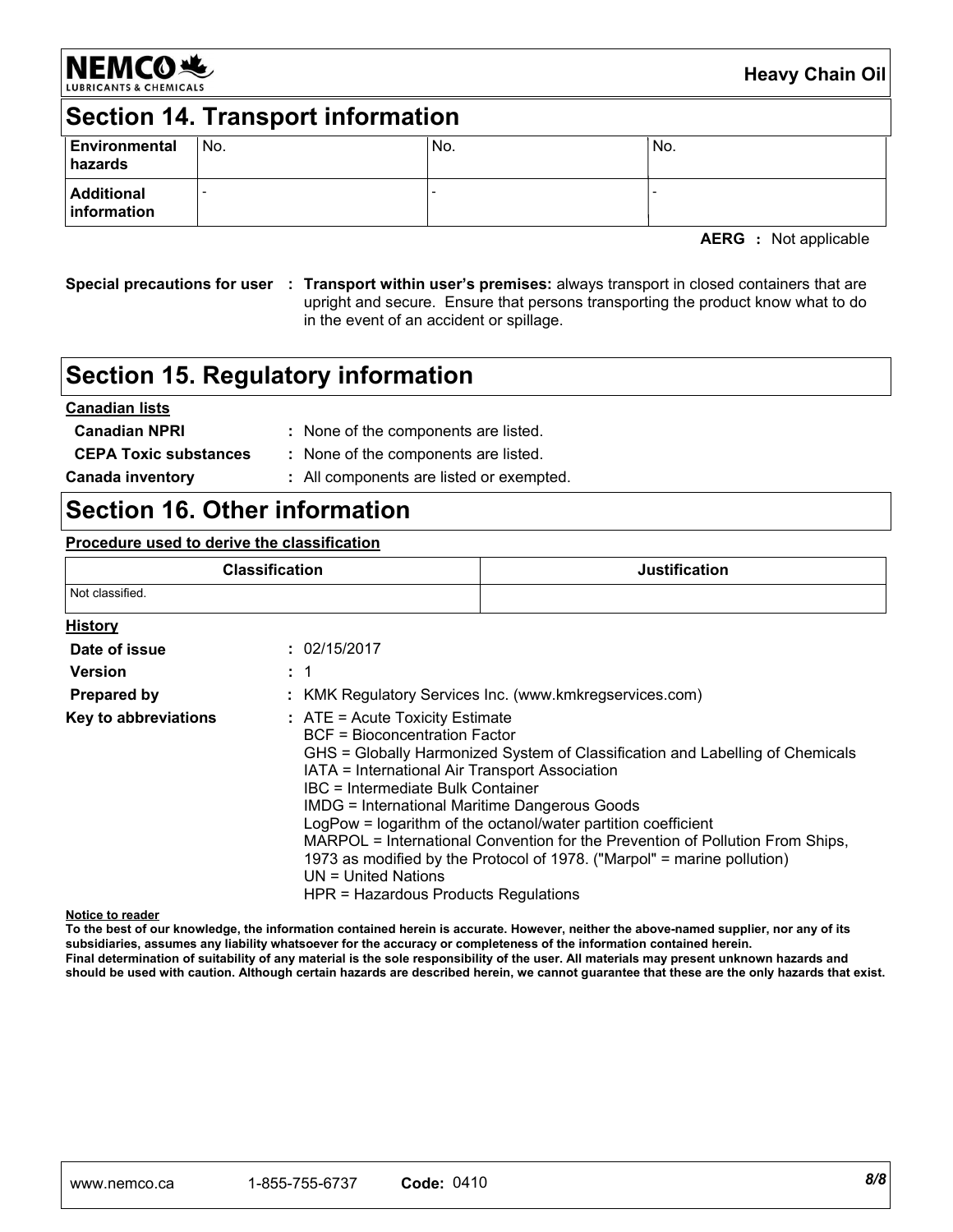## Section 14. Transport information

| | | | |
|---|---|---|---|
| **Environmental hazards** | No. | No. | No. |
| **Additional information** | - | - | - |

**AERG :** Not applicable

**Special precautions for user :** **Transport within user's premises:** always transport in closed containers that are upright and secure. Ensure that persons transporting the product know what to do in the event of an accident or spillage.

## Section 15. Regulatory information

**Canadian lists**

**Canadian NPRI :** None of the components are listed.

**CEPA Toxic substances :** None of the components are listed.

**Canada inventory :** All components are listed or exempted.

## Section 16. Other information

**Procedure used to derive the classification**

| Classification | Justification |
|---|---|
| Not classified. | |

**History**

**Date of issue :** 02/15/2017

**Version :** 1

**Prepared by :** KMK Regulatory Services Inc. (www.kmkregservices.com)

**Key to abbreviations :** ATE = Acute Toxicity Estimate
BCF = Bioconcentration Factor
GHS = Globally Harmonized System of Classification and Labelling of Chemicals
IATA = International Air Transport Association
IBC = Intermediate Bulk Container
IMDG = International Maritime Dangerous Goods
LogPow = logarithm of the octanol/water partition coefficient
MARPOL = International Convention for the Prevention of Pollution From Ships, 1973 as modified by the Protocol of 1978. ("Marpol" = marine pollution)
UN = United Nations
HPR = Hazardous Products Regulations

**Notice to reader**

**To the best of our knowledge, the information contained herein is accurate. However, neither the above-named supplier, nor any of its subsidiaries, assumes any liability whatsoever for the accuracy or completeness of the information contained herein.**
**Final determination of suitability of any material is the sole responsibility of the user. All materials may present unknown hazards and should be used with caution. Although certain hazards are described herein, we cannot guarantee that these are the only hazards that exist.**